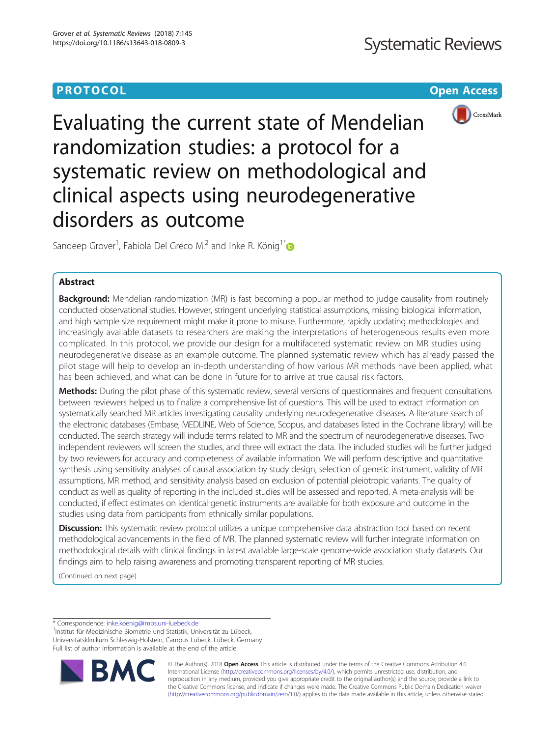PROTOCOL

Open Access

# Evaluating the current state of Mendelian randomization studies: a protocol for a systematic review on methodological and clinical aspects using neurodegenerative disorders as outcome

Sandeep Grover[1], Fabiola Del Greco M.[2] and Inke R. König[1*]

## Abstract

**Background:** Mendelian randomization (MR) is fast becoming a popular method to judge causality from routinely conducted observational studies. However, stringent underlying statistical assumptions, missing biological information, and high sample size requirement might make it prone to misuse. Furthermore, rapidly updating methodologies and increasingly available datasets to researchers are making the interpretations of heterogeneous results even more complicated. In this protocol, we provide our design for a multifaceted systematic review on MR studies using neurodegenerative disease as an example outcome. The planned systematic review which has already passed the pilot stage will help to develop an in-depth understanding of how various MR methods have been applied, what has been achieved, and what can be done in future for to arrive at true causal risk factors.

**Methods:** During the pilot phase of this systematic review, several versions of questionnaires and frequent consultations between reviewers helped us to finalize a comprehensive list of questions. This will be used to extract information on systematically searched MR articles investigating causality underlying neurodegenerative diseases. A literature search of the electronic databases (Embase, MEDLINE, Web of Science, Scopus, and databases listed in the Cochrane library) will be conducted. The search strategy will include terms related to MR and the spectrum of neurodegenerative diseases. Two independent reviewers will screen the studies, and three will extract the data. The included studies will be further judged by two reviewers for accuracy and completeness of available information. We will perform descriptive and quantitative synthesis using sensitivity analyses of causal association by study design, selection of genetic instrument, validity of MR assumptions, MR method, and sensitivity analysis based on exclusion of potential pleiotropic variants. The quality of conduct as well as quality of reporting in the included studies will be assessed and reported. A meta-analysis will be conducted, if effect estimates on identical genetic instruments are available for both exposure and outcome in the studies using data from participants from ethnically similar populations.

**Discussion:** This systematic review protocol utilizes a unique comprehensive data abstraction tool based on recent methodological advancements in the field of MR. The planned systematic review will further integrate information on methodological details with clinical findings in latest available large-scale genome-wide association study datasets. Our findings aim to help raising awareness and promoting transparent reporting of MR studies.

(Continued on next page)

\* Correspondence: inke.koenig@imbs.uni-luebeck.de

[1]Institut für Medizinische Biometrie und Statistik, Universität zu Lübeck, Universitätsklinikum Schleswig-Holstein, Campus Lübeck, Lübeck, Germany

Full list of author information is available at the end of the article

© The Author(s). 2018 **Open Access** This article is distributed under the terms of the Creative Commons Attribution 4.0 International License (http://creativecommons.org/licenses/by/4.0/), which permits unrestricted use, distribution, and reproduction in any medium, provided you give appropriate credit to the original author(s) and the source, provide a link to the Creative Commons license, and indicate if changes were made. The Creative Commons Public Domain Dedication waiver (http://creativecommons.org/publicdomain/zero/1.0/) applies to the data made available in this article, unless otherwise stated.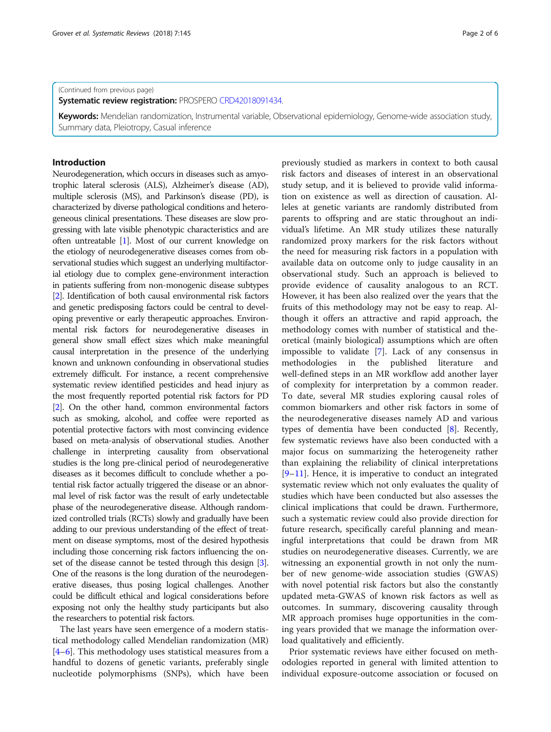(Continued from previous page)

**Systematic review registration:** PROSPERO CRD42018091434.

**Keywords:** Mendelian randomization, Instrumental variable, Observational epidemiology, Genome-wide association study, Summary data, Pleiotropy, Casual inference

## Introduction

Neurodegeneration, which occurs in diseases such as amyotrophic lateral sclerosis (ALS), Alzheimer's disease (AD), multiple sclerosis (MS), and Parkinson's disease (PD), is characterized by diverse pathological conditions and heterogeneous clinical presentations. These diseases are slow progressing with late visible phenotypic characteristics and are often untreatable [1]. Most of our current knowledge on the etiology of neurodegenerative diseases comes from observational studies which suggest an underlying multifactorial etiology due to complex gene-environment interaction in patients suffering from non-monogenic disease subtypes [2]. Identification of both causal environmental risk factors and genetic predisposing factors could be central to developing preventive or early therapeutic approaches. Environmental risk factors for neurodegenerative diseases in general show small effect sizes which make meaningful causal interpretation in the presence of the underlying known and unknown confounding in observational studies extremely difficult. For instance, a recent comprehensive systematic review identified pesticides and head injury as the most frequently reported potential risk factors for PD [2]. On the other hand, common environmental factors such as smoking, alcohol, and coffee were reported as potential protective factors with most convincing evidence based on meta-analysis of observational studies. Another challenge in interpreting causality from observational studies is the long pre-clinical period of neurodegenerative diseases as it becomes difficult to conclude whether a potential risk factor actually triggered the disease or an abnormal level of risk factor was the result of early undetectable phase of the neurodegenerative disease. Although randomized controlled trials (RCTs) slowly and gradually have been adding to our previous understanding of the effect of treatment on disease symptoms, most of the desired hypothesis including those concerning risk factors influencing the onset of the disease cannot be tested through this design [3]. One of the reasons is the long duration of the neurodegenerative diseases, thus posing logical challenges. Another could be difficult ethical and logical considerations before exposing not only the healthy study participants but also the researchers to potential risk factors.

The last years have seen emergence of a modern statistical methodology called Mendelian randomization (MR) [4–6]. This methodology uses statistical measures from a handful to dozens of genetic variants, preferably single nucleotide polymorphisms (SNPs), which have been previously studied as markers in context to both causal risk factors and diseases of interest in an observational study setup, and it is believed to provide valid information on existence as well as direction of causation. Alleles at genetic variants are randomly distributed from parents to offspring and are static throughout an individual's lifetime. An MR study utilizes these naturally randomized proxy markers for the risk factors without the need for measuring risk factors in a population with available data on outcome only to judge causality in an observational study. Such an approach is believed to provide evidence of causality analogous to an RCT. However, it has been also realized over the years that the fruits of this methodology may not be easy to reap. Although it offers an attractive and rapid approach, the methodology comes with number of statistical and theoretical (mainly biological) assumptions which are often impossible to validate [7]. Lack of any consensus in methodologies in the published literature and well-defined steps in an MR workflow add another layer of complexity for interpretation by a common reader. To date, several MR studies exploring causal roles of common biomarkers and other risk factors in some of the neurodegenerative diseases namely AD and various types of dementia have been conducted [8]. Recently, few systematic reviews have also been conducted with a major focus on summarizing the heterogeneity rather than explaining the reliability of clinical interpretations [9–11]. Hence, it is imperative to conduct an integrated systematic review which not only evaluates the quality of studies which have been conducted but also assesses the clinical implications that could be drawn. Furthermore, such a systematic review could also provide direction for future research, specifically careful planning and meaningful interpretations that could be drawn from MR studies on neurodegenerative diseases. Currently, we are witnessing an exponential growth in not only the number of new genome-wide association studies (GWAS) with novel potential risk factors but also the constantly updated meta-GWAS of known risk factors as well as outcomes. In summary, discovering causality through MR approach promises huge opportunities in the coming years provided that we manage the information overload qualitatively and efficiently.

Prior systematic reviews have either focused on methodologies reported in general with limited attention to individual exposure-outcome association or focused on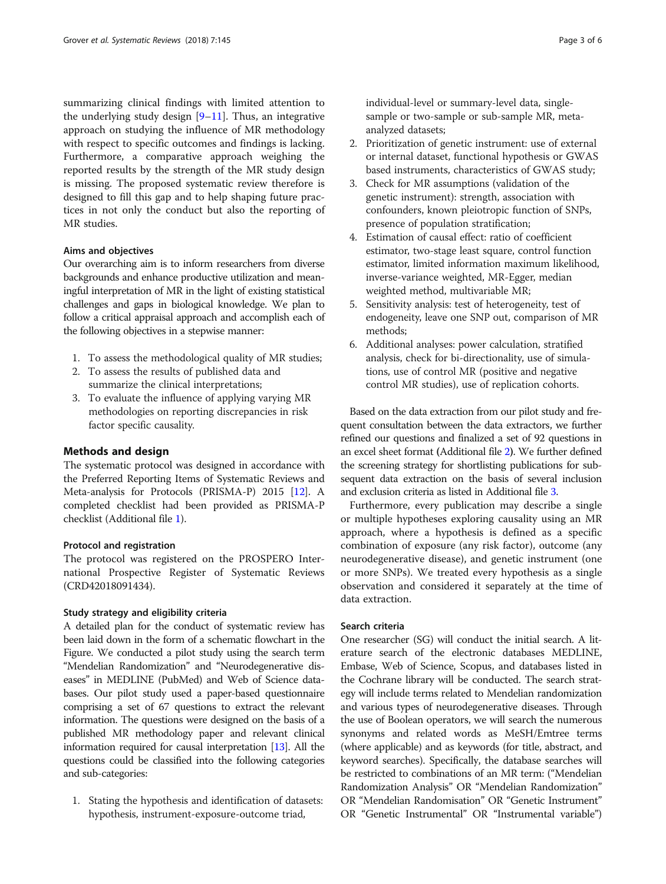summarizing clinical findings with limited attention to the underlying study design [9–11]. Thus, an integrative approach on studying the influence of MR methodology with respect to specific outcomes and findings is lacking. Furthermore, a comparative approach weighing the reported results by the strength of the MR study design is missing. The proposed systematic review therefore is designed to fill this gap and to help shaping future practices in not only the conduct but also the reporting of MR studies.

### Aims and objectives

Our overarching aim is to inform researchers from diverse backgrounds and enhance productive utilization and meaningful interpretation of MR in the light of existing statistical challenges and gaps in biological knowledge. We plan to follow a critical appraisal approach and accomplish each of the following objectives in a stepwise manner:

1. To assess the methodological quality of MR studies;
2. To assess the results of published data and summarize the clinical interpretations;
3. To evaluate the influence of applying varying MR methodologies on reporting discrepancies in risk factor specific causality.

## Methods and design

The systematic protocol was designed in accordance with the Preferred Reporting Items of Systematic Reviews and Meta-analysis for Protocols (PRISMA-P) 2015 [12]. A completed checklist had been provided as PRISMA-P checklist (Additional file 1).

### Protocol and registration

The protocol was registered on the PROSPERO International Prospective Register of Systematic Reviews (CRD42018091434).

### Study strategy and eligibility criteria

A detailed plan for the conduct of systematic review has been laid down in the form of a schematic flowchart in the Figure. We conducted a pilot study using the search term "Mendelian Randomization" and "Neurodegenerative diseases" in MEDLINE (PubMed) and Web of Science databases. Our pilot study used a paper-based questionnaire comprising a set of 67 questions to extract the relevant information. The questions were designed on the basis of a published MR methodology paper and relevant clinical information required for causal interpretation [13]. All the questions could be classified into the following categories and sub-categories:

1. Stating the hypothesis and identification of datasets: hypothesis, instrument-exposure-outcome triad, individual-level or summary-level data, single-sample or two-sample or sub-sample MR, meta-analyzed datasets;
2. Prioritization of genetic instrument: use of external or internal dataset, functional hypothesis or GWAS based instruments, characteristics of GWAS study;
3. Check for MR assumptions (validation of the genetic instrument): strength, association with confounders, known pleiotropic function of SNPs, presence of population stratification;
4. Estimation of causal effect: ratio of coefficient estimator, two-stage least square, control function estimator, limited information maximum likelihood, inverse-variance weighted, MR-Egger, median weighted method, multivariable MR;
5. Sensitivity analysis: test of heterogeneity, test of endogeneity, leave one SNP out, comparison of MR methods;
6. Additional analyses: power calculation, stratified analysis, check for bi-directionality, use of simulations, use of control MR (positive and negative control MR studies), use of replication cohorts.

Based on the data extraction from our pilot study and frequent consultation between the data extractors, we further refined our questions and finalized a set of 92 questions in an excel sheet format (Additional file 2). We further defined the screening strategy for shortlisting publications for subsequent data extraction on the basis of several inclusion and exclusion criteria as listed in Additional file 3.

Furthermore, every publication may describe a single or multiple hypotheses exploring causality using an MR approach, where a hypothesis is defined as a specific combination of exposure (any risk factor), outcome (any neurodegenerative disease), and genetic instrument (one or more SNPs). We treated every hypothesis as a single observation and considered it separately at the time of data extraction.

### Search criteria

One researcher (SG) will conduct the initial search. A literature search of the electronic databases MEDLINE, Embase, Web of Science, Scopus, and databases listed in the Cochrane library will be conducted. The search strategy will include terms related to Mendelian randomization and various types of neurodegenerative diseases. Through the use of Boolean operators, we will search the numerous synonyms and related words as MeSH/Emtree terms (where applicable) and as keywords (for title, abstract, and keyword searches). Specifically, the database searches will be restricted to combinations of an MR term: ("Mendelian Randomization Analysis" OR "Mendelian Randomization" OR "Mendelian Randomisation" OR "Genetic Instrument" OR "Genetic Instrumental" OR "Instrumental variable")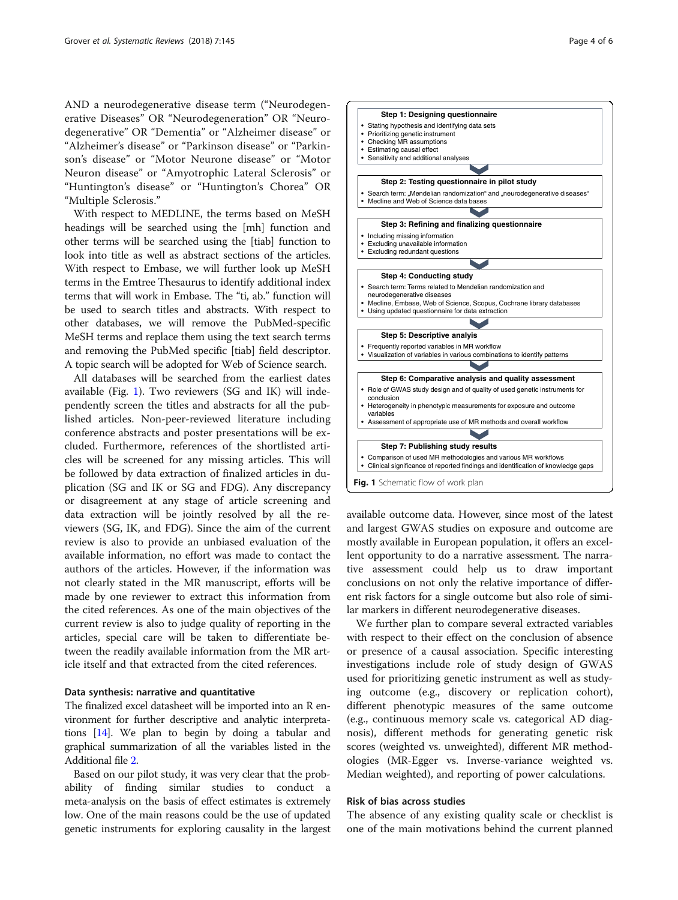AND a neurodegenerative disease term ("Neurodegenerative Diseases" OR "Neurodegeneration" OR "Neurodegenerative" OR "Dementia" or "Alzheimer disease" or "Alzheimer's disease" or "Parkinson disease" or "Parkinson's disease" or "Motor Neurone disease" or "Motor Neuron disease" or "Amyotrophic Lateral Sclerosis" or "Huntington's disease" or "Huntington's Chorea" OR "Multiple Sclerosis."

With respect to MEDLINE, the terms based on MeSH headings will be searched using the [mh] function and other terms will be searched using the [tiab] function to look into title as well as abstract sections of the articles. With respect to Embase, we will further look up MeSH terms in the Emtree Thesaurus to identify additional index terms that will work in Embase. The "ti, ab." function will be used to search titles and abstracts. With respect to other databases, we will remove the PubMed-specific MeSH terms and replace them using the text search terms and removing the PubMed specific [tiab] field descriptor. A topic search will be adopted for Web of Science search.

All databases will be searched from the earliest dates available (Fig. 1). Two reviewers (SG and IK) will independently screen the titles and abstracts for all the published articles. Non-peer-reviewed literature including conference abstracts and poster presentations will be excluded. Furthermore, references of the shortlisted articles will be screened for any missing articles. This will be followed by data extraction of finalized articles in duplication (SG and IK or SG and FDG). Any discrepancy or disagreement at any stage of article screening and data extraction will be jointly resolved by all the reviewers (SG, IK, and FDG). Since the aim of the current review is also to provide an unbiased evaluation of the available information, no effort was made to contact the authors of the articles. However, if the information was not clearly stated in the MR manuscript, efforts will be made by one reviewer to extract this information from the cited references. As one of the main objectives of the current review is also to judge quality of reporting in the articles, special care will be taken to differentiate between the readily available information from the MR article itself and that extracted from the cited references.

**Step 1: Designing questionnaire**
- Stating hypothesis and identifying data sets
- Prioritizing genetic instrument
- Checking MR assumptions
- Estimating causal effect
- Sensitivity and additional analyses

**Step 2: Testing questionnaire in pilot study**
- Search term: „Mendelian randomization" and „neurodegenerative diseases"
- Medline and Web of Science data bases

**Step 3: Refining and finalizing questionnaire**
- Including missing information
- Excluding unavailable information
- Excluding redundant questions

**Step 4: Conducting study**
- Search term: Terms related to Mendelian randomization and neurodegenerative diseases
- Medline, Embase, Web of Science, Scopus, Cochrane library databases
- Using updated questionnaire for data extraction

**Step 5: Descriptive analyis**
- Frequently reported variables in MR workflow
- Visualization of variables in various combinations to identify patterns

**Step 6: Comparative analysis and quality assessment**
- Role of GWAS study design and of quality of used genetic instruments for conclusion
- Heterogeneity in phenotypic measurements for exposure and outcome variables
- Assessment of appropriate use of MR methods and overall workflow

**Step 7: Publishing study results**
- Comparison of used MR methodologies and various MR workflows
- Clinical significance of reported findings and identification of knowledge gaps

**Fig. 1** Schematic flow of work plan

### Data synthesis: narrative and quantitative

The finalized excel datasheet will be imported into an R environment for further descriptive and analytic interpretations [14]. We plan to begin by doing a tabular and graphical summarization of all the variables listed in the Additional file 2.

Based on our pilot study, it was very clear that the probability of finding similar studies to conduct a meta-analysis on the basis of effect estimates is extremely low. One of the main reasons could be the use of updated genetic instruments for exploring causality in the largest available outcome data. However, since most of the latest and largest GWAS studies on exposure and outcome are mostly available in European population, it offers an excellent opportunity to do a narrative assessment. The narrative assessment could help us to draw important conclusions on not only the relative importance of different risk factors for a single outcome but also role of similar markers in different neurodegenerative diseases.

We further plan to compare several extracted variables with respect to their effect on the conclusion of absence or presence of a causal association. Specific interesting investigations include role of study design of GWAS used for prioritizing genetic instrument as well as studying outcome (e.g., discovery or replication cohort), different phenotypic measures of the same outcome (e.g., continuous memory scale vs. categorical AD diagnosis), different methods for generating genetic risk scores (weighted vs. unweighted), different MR methodologies (MR-Egger vs. Inverse-variance weighted vs. Median weighted), and reporting of power calculations.

### Risk of bias across studies

The absence of any existing quality scale or checklist is one of the main motivations behind the current planned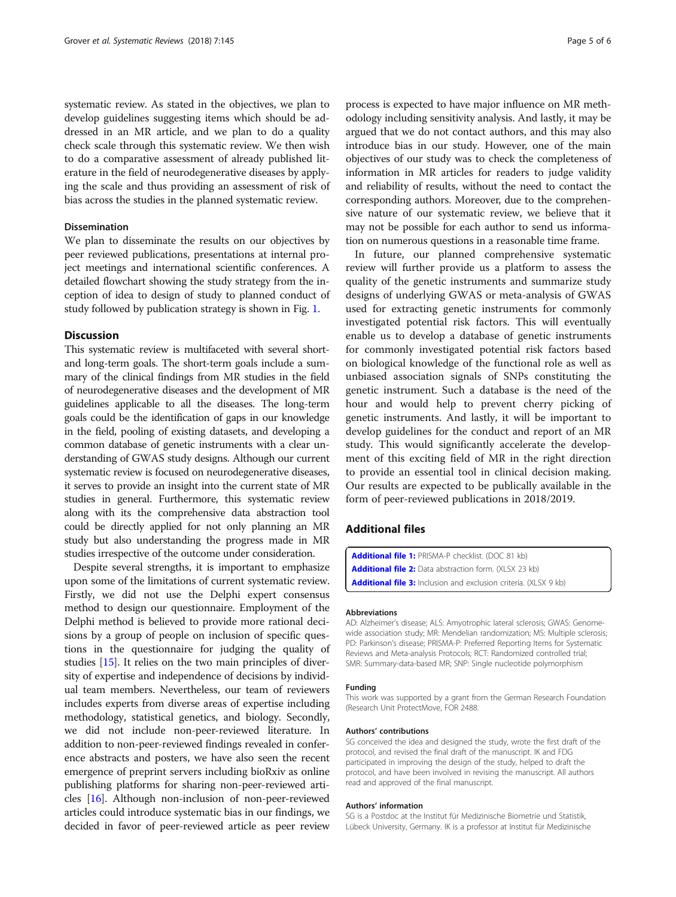systematic review. As stated in the objectives, we plan to develop guidelines suggesting items which should be addressed in an MR article, and we plan to do a quality check scale through this systematic review. We then wish to do a comparative assessment of already published literature in the field of neurodegenerative diseases by applying the scale and thus providing an assessment of risk of bias across the studies in the planned systematic review.

### Dissemination

We plan to disseminate the results on our objectives by peer reviewed publications, presentations at internal project meetings and international scientific conferences. A detailed flowchart showing the study strategy from the inception of idea to design of study to planned conduct of study followed by publication strategy is shown in Fig. 1.

## Discussion

This systematic review is multifaceted with several short- and long-term goals. The short-term goals include a summary of the clinical findings from MR studies in the field of neurodegenerative diseases and the development of MR guidelines applicable to all the diseases. The long-term goals could be the identification of gaps in our knowledge in the field, pooling of existing datasets, and developing a common database of genetic instruments with a clear understanding of GWAS study designs. Although our current systematic review is focused on neurodegenerative diseases, it serves to provide an insight into the current state of MR studies in general. Furthermore, this systematic review along with its the comprehensive data abstraction tool could be directly applied for not only planning an MR study but also understanding the progress made in MR studies irrespective of the outcome under consideration.

Despite several strengths, it is important to emphasize upon some of the limitations of current systematic review. Firstly, we did not use the Delphi expert consensus method to design our questionnaire. Employment of the Delphi method is believed to provide more rational decisions by a group of people on inclusion of specific questions in the questionnaire for judging the quality of studies [15]. It relies on the two main principles of diversity of expertise and independence of decisions by individual team members. Nevertheless, our team of reviewers includes experts from diverse areas of expertise including methodology, statistical genetics, and biology. Secondly, we did not include non-peer-reviewed literature. In addition to non-peer-reviewed findings revealed in conference abstracts and posters, we have also seen the recent emergence of preprint servers including bioRxiv as online publishing platforms for sharing non-peer-reviewed articles [16]. Although non-inclusion of non-peer-reviewed articles could introduce systematic bias in our findings, we decided in favor of peer-reviewed article as peer review process is expected to have major influence on MR methodology including sensitivity analysis. And lastly, it may be argued that we do not contact authors, and this may also introduce bias in our study. However, one of the main objectives of our study was to check the completeness of information in MR articles for readers to judge validity and reliability of results, without the need to contact the corresponding authors. Moreover, due to the comprehensive nature of our systematic review, we believe that it may not be possible for each author to send us information on numerous questions in a reasonable time frame.

In future, our planned comprehensive systematic review will further provide us a platform to assess the quality of the genetic instruments and summarize study designs of underlying GWAS or meta-analysis of GWAS used for extracting genetic instruments for commonly investigated potential risk factors. This will eventually enable us to develop a database of genetic instruments for commonly investigated potential risk factors based on biological knowledge of the functional role as well as unbiased association signals of SNPs constituting the genetic instrument. Such a database is the need of the hour and would help to prevent cherry picking of genetic instruments. And lastly, it will be important to develop guidelines for the conduct and report of an MR study. This would significantly accelerate the development of this exciting field of MR in the right direction to provide an essential tool in clinical decision making. Our results are expected to be publically available in the form of peer-reviewed publications in 2018/2019.

## Additional files

**Additional file 1:** PRISMA-P checklist. (DOC 81 kb)
**Additional file 2:** Data abstraction form. (XLSX 23 kb)
**Additional file 3:** Inclusion and exclusion criteria. (XLSX 9 kb)

#### Abbreviations

AD: Alzheimer's disease; ALS: Amyotrophic lateral sclerosis; GWAS: Genome-wide association study; MR: Mendelian randomization; MS: Multiple sclerosis; PD: Parkinson's disease; PRISMA-P: Preferred Reporting Items for Systematic Reviews and Meta-analysis Protocols; RCT: Randomized controlled trial; SMR: Summary-data-based MR; SNP: Single nucleotide polymorphism

#### Funding

This work was supported by a grant from the German Research Foundation (Research Unit ProtectMove, FOR 2488.

#### Authors' contributions

SG conceived the idea and designed the study, wrote the first draft of the protocol, and revised the final draft of the manuscript. IK and FDG participated in improving the design of the study, helped to draft the protocol, and have been involved in revising the manuscript. All authors read and approved of the final manuscript.

#### Authors' information

SG is a Postdoc at the Institut für Medizinische Biometrie und Statistik, Lübeck University, Germany. IK is a professor at Institut für Medizinische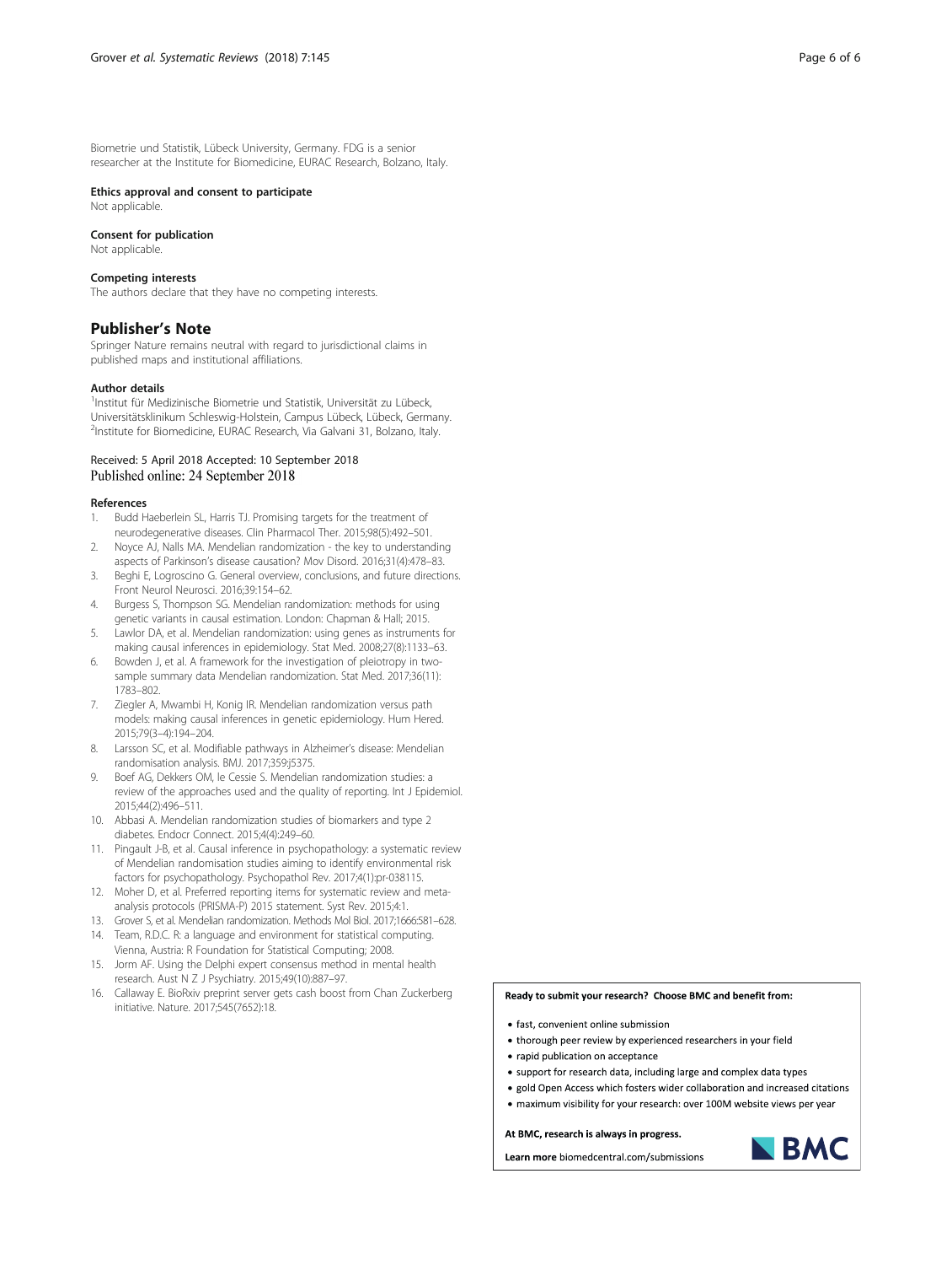Biometrie und Statistik, Lübeck University, Germany. FDG is a senior researcher at the Institute for Biomedicine, EURAC Research, Bolzano, Italy.

### Ethics approval and consent to participate

Not applicable.

### Consent for publication

Not applicable.

### Competing interests

The authors declare that they have no competing interests.

## Publisher's Note

Springer Nature remains neutral with regard to jurisdictional claims in published maps and institutional affiliations.

### Author details

[1]Institut für Medizinische Biometrie und Statistik, Universität zu Lübeck, Universitätsklinikum Schleswig-Holstein, Campus Lübeck, Lübeck, Germany. [2]Institute for Biomedicine, EURAC Research, Via Galvani 31, Bolzano, Italy.

Received: 5 April 2018 Accepted: 10 September 2018
Published online: 24 September 2018

### References

1. Budd Haeberlein SL, Harris TJ. Promising targets for the treatment of neurodegenerative diseases. Clin Pharmacol Ther. 2015;98(5):492–501.
2. Noyce AJ, Nalls MA. Mendelian randomization - the key to understanding aspects of Parkinson's disease causation? Mov Disord. 2016;31(4):478–83.
3. Beghi E, Logroscino G. General overview, conclusions, and future directions. Front Neurol Neurosci. 2016;39:154–62.
4. Burgess S, Thompson SG. Mendelian randomization: methods for using genetic variants in causal estimation. London: Chapman & Hall; 2015.
5. Lawlor DA, et al. Mendelian randomization: using genes as instruments for making causal inferences in epidemiology. Stat Med. 2008;27(8):1133–63.
6. Bowden J, et al. A framework for the investigation of pleiotropy in two-sample summary data Mendelian randomization. Stat Med. 2017;36(11):1783–802.
7. Ziegler A, Mwambi H, Konig IR. Mendelian randomization versus path models: making causal inferences in genetic epidemiology. Hum Hered. 2015;79(3–4):194–204.
8. Larsson SC, et al. Modifiable pathways in Alzheimer's disease: Mendelian randomisation analysis. BMJ. 2017;359:j5375.
9. Boef AG, Dekkers OM, le Cessie S. Mendelian randomization studies: a review of the approaches used and the quality of reporting. Int J Epidemiol. 2015;44(2):496–511.
10. Abbasi A. Mendelian randomization studies of biomarkers and type 2 diabetes. Endocr Connect. 2015;4(4):249–60.
11. Pingault J-B, et al. Causal inference in psychopathology: a systematic review of Mendelian randomisation studies aiming to identify environmental risk factors for psychopathology. Psychopathol Rev. 2017;4(1):pr-038115.
12. Moher D, et al. Preferred reporting items for systematic review and meta-analysis protocols (PRISMA-P) 2015 statement. Syst Rev. 2015;4:1.
13. Grover S, et al. Mendelian randomization. Methods Mol Biol. 2017;1666:581–628.
14. Team, R.D.C. R: a language and environment for statistical computing. Vienna, Austria: R Foundation for Statistical Computing; 2008.
15. Jorm AF. Using the Delphi expert consensus method in mental health research. Aust N Z J Psychiatry. 2015;49(10):887–97.
16. Callaway E. BioRxiv preprint server gets cash boost from Chan Zuckerberg initiative. Nature. 2017;545(7652):18.

**Ready to submit your research? Choose BMC and benefit from:**

- fast, convenient online submission
- thorough peer review by experienced researchers in your field
- rapid publication on acceptance
- support for research data, including large and complex data types
- gold Open Access which fosters wider collaboration and increased citations
- maximum visibility for your research: over 100M website views per year

**At BMC, research is always in progress.**

**Learn more** biomedcentral.com/submissions

BMC